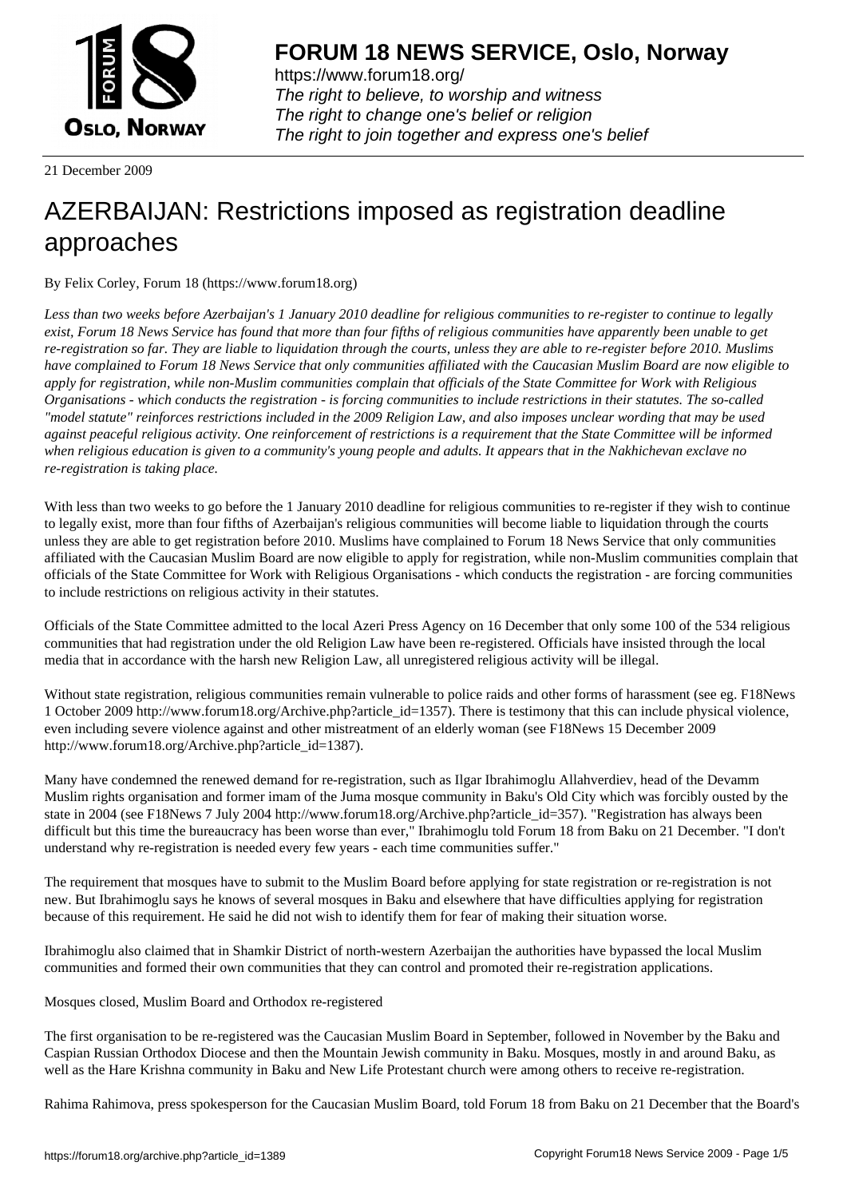# FORUM 18 NEWS SERVICE, Oslo, Norway

https://www.forum18.org/
*The right to believe, to worship and witness*
*The right to change one's belief or religion*
*The right to join together and express one's belief*

21 December 2009

# AZERBAIJAN: Restrictions imposed as registration deadline approaches

By Felix Corley, Forum 18 (https://www.forum18.org)

*Less than two weeks before Azerbaijan's 1 January 2010 deadline for religious communities to re-register to continue to legally exist, Forum 18 News Service has found that more than four fifths of religious communities have apparently been unable to get re-registration so far. They are liable to liquidation through the courts, unless they are able to re-register before 2010. Muslims have complained to Forum 18 News Service that only communities affiliated with the Caucasian Muslim Board are now eligible to apply for registration, while non-Muslim communities complain that officials of the State Committee for Work with Religious Organisations - which conducts the registration - is forcing communities to include restrictions in their statutes. The so-called "model statute" reinforces restrictions included in the 2009 Religion Law, and also imposes unclear wording that may be used against peaceful religious activity. One reinforcement of restrictions is a requirement that the State Committee will be informed when religious education is given to a community's young people and adults. It appears that in the Nakhichevan exclave no re-registration is taking place.*

With less than two weeks to go before the 1 January 2010 deadline for religious communities to re-register if they wish to continue to legally exist, more than four fifths of Azerbaijan's religious communities will become liable to liquidation through the courts unless they are able to get registration before 2010. Muslims have complained to Forum 18 News Service that only communities affiliated with the Caucasian Muslim Board are now eligible to apply for registration, while non-Muslim communities complain that officials of the State Committee for Work with Religious Organisations - which conducts the registration - are forcing communities to include restrictions on religious activity in their statutes.

Officials of the State Committee admitted to the local Azeri Press Agency on 16 December that only some 100 of the 534 religious communities that had registration under the old Religion Law have been re-registered. Officials have insisted through the local media that in accordance with the harsh new Religion Law, all unregistered religious activity will be illegal.

Without state registration, religious communities remain vulnerable to police raids and other forms of harassment (see eg. F18News 1 October 2009 http://www.forum18.org/Archive.php?article_id=1357). There is testimony that this can include physical violence, even including severe violence against and other mistreatment of an elderly woman (see F18News 15 December 2009 http://www.forum18.org/Archive.php?article_id=1387).

Many have condemned the renewed demand for re-registration, such as Ilgar Ibrahimoglu Allahverdiev, head of the Devamm Muslim rights organisation and former imam of the Juma mosque community in Baku's Old City which was forcibly ousted by the state in 2004 (see F18News 7 July 2004 http://www.forum18.org/Archive.php?article_id=357). "Registration has always been difficult but this time the bureaucracy has been worse than ever," Ibrahimoglu told Forum 18 from Baku on 21 December. "I don't understand why re-registration is needed every few years - each time communities suffer."

The requirement that mosques have to submit to the Muslim Board before applying for state registration or re-registration is not new. But Ibrahimoglu says he knows of several mosques in Baku and elsewhere that have difficulties applying for registration because of this requirement. He said he did not wish to identify them for fear of making their situation worse.

Ibrahimoglu also claimed that in Shamkir District of north-western Azerbaijan the authorities have bypassed the local Muslim communities and formed their own communities that they can control and promoted their re-registration applications.

Mosques closed, Muslim Board and Orthodox re-registered

The first organisation to be re-registered was the Caucasian Muslim Board in September, followed in November by the Baku and Caspian Russian Orthodox Diocese and then the Mountain Jewish community in Baku. Mosques, mostly in and around Baku, as well as the Hare Krishna community in Baku and New Life Protestant church were among others to receive re-registration.

Rahima Rahimova, press spokesperson for the Caucasian Muslim Board, told Forum 18 from Baku on 21 December that the Board's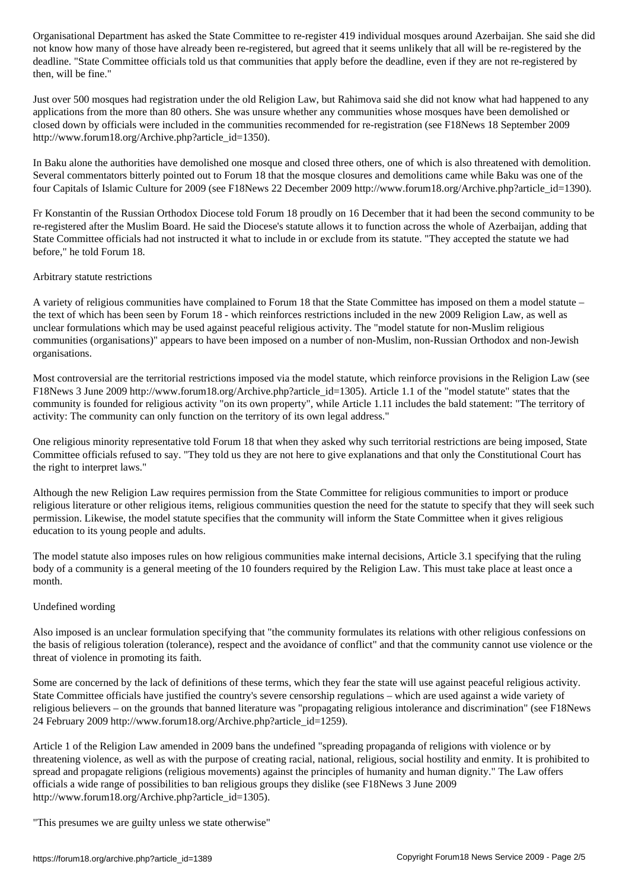Organisational Department has asked the State Committee to re-register 419 individual mosques around Azerbaijan. She said she did not know how many of those have already been re-registered, but agreed that it seems unlikely that all will be re-registered by the deadline. "State Committee officials told us that communities that apply before the deadline, even if they are not re-registered by then, will be fine."

Just over 500 mosques had registration under the old Religion Law, but Rahimova said she did not know what had happened to any applications from the more than 80 others. She was unsure whether any communities whose mosques have been demolished or closed down by officials were included in the communities recommended for re-registration (see F18News 18 September 2009 http://www.forum18.org/Archive.php?article_id=1350).

In Baku alone the authorities have demolished one mosque and closed three others, one of which is also threatened with demolition. Several commentators bitterly pointed out to Forum 18 that the mosque closures and demolitions came while Baku was one of the four Capitals of Islamic Culture for 2009 (see F18News 22 December 2009 http://www.forum18.org/Archive.php?article_id=1390).

Fr Konstantin of the Russian Orthodox Diocese told Forum 18 proudly on 16 December that it had been the second community to be re-registered after the Muslim Board. He said the Diocese's statute allows it to function across the whole of Azerbaijan, adding that State Committee officials had not instructed it what to include in or exclude from its statute. "They accepted the statute we had before," he told Forum 18.

Arbitrary statute restrictions

A variety of religious communities have complained to Forum 18 that the State Committee has imposed on them a model statute – the text of which has been seen by Forum 18 - which reinforces restrictions included in the new 2009 Religion Law, as well as unclear formulations which may be used against peaceful religious activity. The "model statute for non-Muslim religious communities (organisations)" appears to have been imposed on a number of non-Muslim, non-Russian Orthodox and non-Jewish organisations.

Most controversial are the territorial restrictions imposed via the model statute, which reinforce provisions in the Religion Law (see F18News 3 June 2009 http://www.forum18.org/Archive.php?article_id=1305). Article 1.1 of the "model statute" states that the community is founded for religious activity "on its own property", while Article 1.11 includes the bald statement: "The territory of activity: The community can only function on the territory of its own legal address."

One religious minority representative told Forum 18 that when they asked why such territorial restrictions are being imposed, State Committee officials refused to say. "They told us they are not here to give explanations and that only the Constitutional Court has the right to interpret laws."

Although the new Religion Law requires permission from the State Committee for religious communities to import or produce religious literature or other religious items, religious communities question the need for the statute to specify that they will seek such permission. Likewise, the model statute specifies that the community will inform the State Committee when it gives religious education to its young people and adults.

The model statute also imposes rules on how religious communities make internal decisions, Article 3.1 specifying that the ruling body of a community is a general meeting of the 10 founders required by the Religion Law. This must take place at least once a month.

Undefined wording

Also imposed is an unclear formulation specifying that "the community formulates its relations with other religious confessions on the basis of religious toleration (tolerance), respect and the avoidance of conflict" and that the community cannot use violence or the threat of violence in promoting its faith.

Some are concerned by the lack of definitions of these terms, which they fear the state will use against peaceful religious activity. State Committee officials have justified the country's severe censorship regulations – which are used against a wide variety of religious believers – on the grounds that banned literature was "propagating religious intolerance and discrimination" (see F18News 24 February 2009 http://www.forum18.org/Archive.php?article_id=1259).

Article 1 of the Religion Law amended in 2009 bans the undefined "spreading propaganda of religions with violence or by threatening violence, as well as with the purpose of creating racial, national, religious, social hostility and enmity. It is prohibited to spread and propagate religions (religious movements) against the principles of humanity and human dignity." The Law offers officials a wide range of possibilities to ban religious groups they dislike (see F18News 3 June 2009 http://www.forum18.org/Archive.php?article_id=1305).

"This presumes we are guilty unless we state otherwise"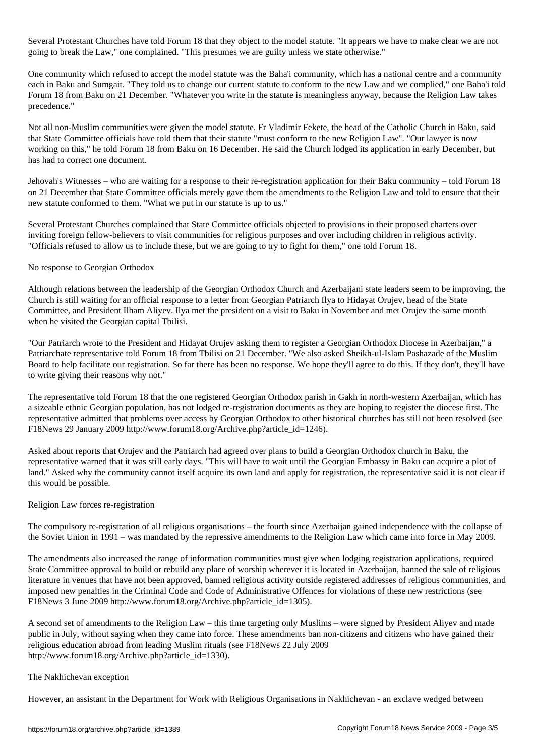Several Protestant Churches have told Forum 18 that they object to the model statute. "It appears we have to make clear we are not going to break the Law," one complained. "This presumes we are guilty unless we state otherwise."

One community which refused to accept the model statute was the Baha'i community, which has a national centre and a community each in Baku and Sumgait. "They told us to change our current statute to conform to the new Law and we complied," one Baha'i told Forum 18 from Baku on 21 December. "Whatever you write in the statute is meaningless anyway, because the Religion Law takes precedence."

Not all non-Muslim communities were given the model statute. Fr Vladimir Fekete, the head of the Catholic Church in Baku, said that State Committee officials have told them that their statute "must conform to the new Religion Law". "Our lawyer is now working on this," he told Forum 18 from Baku on 16 December. He said the Church lodged its application in early December, but has had to correct one document.

Jehovah's Witnesses – who are waiting for a response to their re-registration application for their Baku community – told Forum 18 on 21 December that State Committee officials merely gave them the amendments to the Religion Law and told to ensure that their new statute conformed to them. "What we put in our statute is up to us."

Several Protestant Churches complained that State Committee officials objected to provisions in their proposed charters over inviting foreign fellow-believers to visit communities for religious purposes and over including children in religious activity. "Officials refused to allow us to include these, but we are going to try to fight for them," one told Forum 18.

## No response to Georgian Orthodox

Although relations between the leadership of the Georgian Orthodox Church and Azerbaijani state leaders seem to be improving, the Church is still waiting for an official response to a letter from Georgian Patriarch Ilya to Hidayat Orujev, head of the State Committee, and President Ilham Aliyev. Ilya met the president on a visit to Baku in November and met Orujev the same month when he visited the Georgian capital Tbilisi.

"Our Patriarch wrote to the President and Hidayat Orujev asking them to register a Georgian Orthodox Diocese in Azerbaijan," a Patriarchate representative told Forum 18 from Tbilisi on 21 December. "We also asked Sheikh-ul-Islam Pashazade of the Muslim Board to help facilitate our registration. So far there has been no response. We hope they'll agree to do this. If they don't, they'll have to write giving their reasons why not."

The representative told Forum 18 that the one registered Georgian Orthodox parish in Gakh in north-western Azerbaijan, which has a sizeable ethnic Georgian population, has not lodged re-registration documents as they are hoping to register the diocese first. The representative admitted that problems over access by Georgian Orthodox to other historical churches has still not been resolved (see F18News 29 January 2009 http://www.forum18.org/Archive.php?article_id=1246).

Asked about reports that Orujev and the Patriarch had agreed over plans to build a Georgian Orthodox church in Baku, the representative warned that it was still early days. "This will have to wait until the Georgian Embassy in Baku can acquire a plot of land." Asked why the community cannot itself acquire its own land and apply for registration, the representative said it is not clear if this would be possible.

## Religion Law forces re-registration

The compulsory re-registration of all religious organisations – the fourth since Azerbaijan gained independence with the collapse of the Soviet Union in 1991 – was mandated by the repressive amendments to the Religion Law which came into force in May 2009.

The amendments also increased the range of information communities must give when lodging registration applications, required State Committee approval to build or rebuild any place of worship wherever it is located in Azerbaijan, banned the sale of religious literature in venues that have not been approved, banned religious activity outside registered addresses of religious communities, and imposed new penalties in the Criminal Code and Code of Administrative Offences for violations of these new restrictions (see F18News 3 June 2009 http://www.forum18.org/Archive.php?article_id=1305).

A second set of amendments to the Religion Law – this time targeting only Muslims – were signed by President Aliyev and made public in July, without saying when they came into force. These amendments ban non-citizens and citizens who have gained their religious education abroad from leading Muslim rituals (see F18News 22 July 2009 http://www.forum18.org/Archive.php?article_id=1330).

## The Nakhichevan exception

However, an assistant in the Department for Work with Religious Organisations in Nakhichevan - an exclave wedged between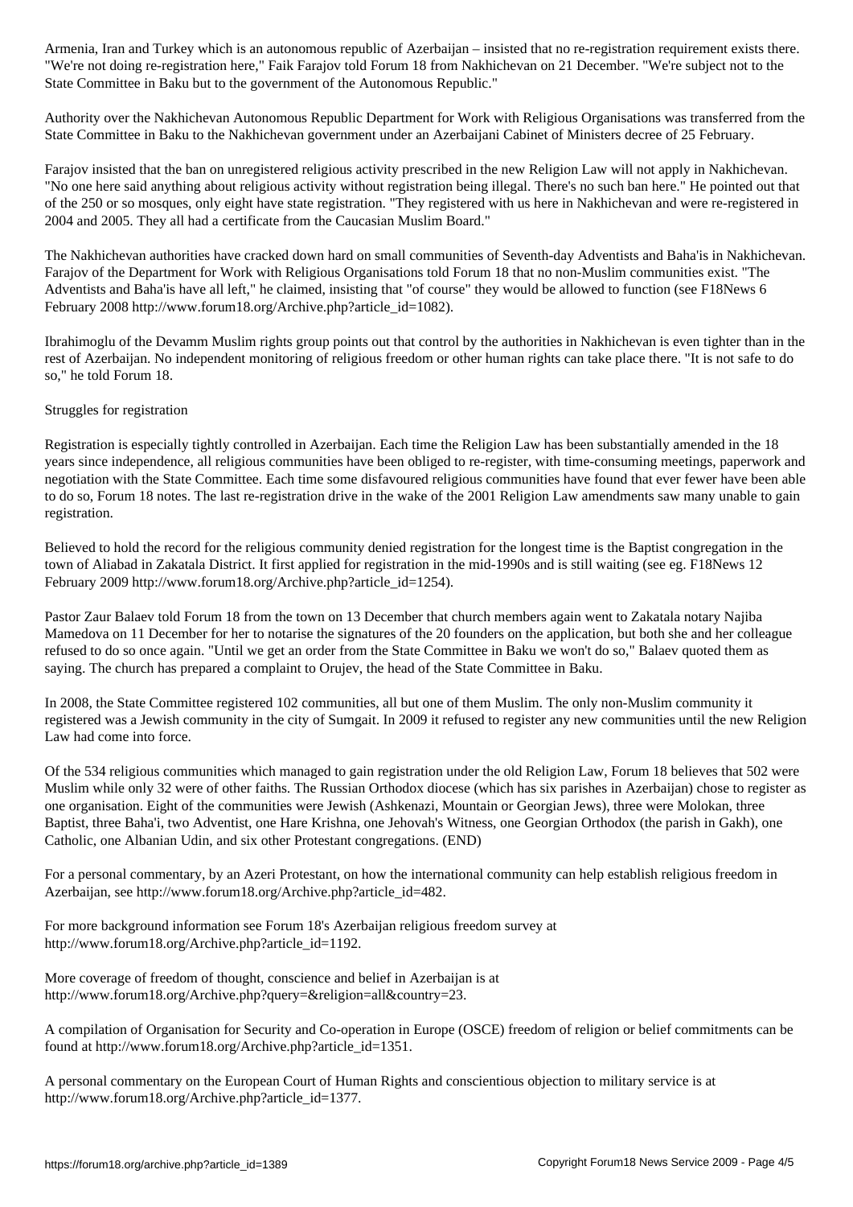Armenia, Iran and Turkey which is an autonomous republic of Azerbaijan – insisted that no re-registration requirement exists there. "We're not doing re-registration here," Faik Farajov told Forum 18 from Nakhichevan on 21 December. "We're subject not to the State Committee in Baku but to the government of the Autonomous Republic."

Authority over the Nakhichevan Autonomous Republic Department for Work with Religious Organisations was transferred from the State Committee in Baku to the Nakhichevan government under an Azerbaijani Cabinet of Ministers decree of 25 February.

Farajov insisted that the ban on unregistered religious activity prescribed in the new Religion Law will not apply in Nakhichevan. "No one here said anything about religious activity without registration being illegal. There's no such ban here." He pointed out that of the 250 or so mosques, only eight have state registration. "They registered with us here in Nakhichevan and were re-registered in 2004 and 2005. They all had a certificate from the Caucasian Muslim Board."

The Nakhichevan authorities have cracked down hard on small communities of Seventh-day Adventists and Baha'is in Nakhichevan. Farajov of the Department for Work with Religious Organisations told Forum 18 that no non-Muslim communities exist. "The Adventists and Baha'is have all left," he claimed, insisting that "of course" they would be allowed to function (see F18News 6 February 2008 http://www.forum18.org/Archive.php?article_id=1082).

Ibrahimoglu of the Devamm Muslim rights group points out that control by the authorities in Nakhichevan is even tighter than in the rest of Azerbaijan. No independent monitoring of religious freedom or other human rights can take place there. "It is not safe to do so," he told Forum 18.

## Struggles for registration

Registration is especially tightly controlled in Azerbaijan. Each time the Religion Law has been substantially amended in the 18 years since independence, all religious communities have been obliged to re-register, with time-consuming meetings, paperwork and negotiation with the State Committee. Each time some disfavoured religious communities have found that ever fewer have been able to do so, Forum 18 notes. The last re-registration drive in the wake of the 2001 Religion Law amendments saw many unable to gain registration.

Believed to hold the record for the religious community denied registration for the longest time is the Baptist congregation in the town of Aliabad in Zakatala District. It first applied for registration in the mid-1990s and is still waiting (see eg. F18News 12 February 2009 http://www.forum18.org/Archive.php?article_id=1254).

Pastor Zaur Balaev told Forum 18 from the town on 13 December that church members again went to Zakatala notary Najiba Mamedova on 11 December for her to notarise the signatures of the 20 founders on the application, but both she and her colleague refused to do so once again. "Until we get an order from the State Committee in Baku we won't do so," Balaev quoted them as saying. The church has prepared a complaint to Orujev, the head of the State Committee in Baku.

In 2008, the State Committee registered 102 communities, all but one of them Muslim. The only non-Muslim community it registered was a Jewish community in the city of Sumgait. In 2009 it refused to register any new communities until the new Religion Law had come into force.

Of the 534 religious communities which managed to gain registration under the old Religion Law, Forum 18 believes that 502 were Muslim while only 32 were of other faiths. The Russian Orthodox diocese (which has six parishes in Azerbaijan) chose to register as one organisation. Eight of the communities were Jewish (Ashkenazi, Mountain or Georgian Jews), three were Molokan, three Baptist, three Baha'i, two Adventist, one Hare Krishna, one Jehovah's Witness, one Georgian Orthodox (the parish in Gakh), one Catholic, one Albanian Udin, and six other Protestant congregations. (END)

For a personal commentary, by an Azeri Protestant, on how the international community can help establish religious freedom in Azerbaijan, see http://www.forum18.org/Archive.php?article_id=482.

For more background information see Forum 18's Azerbaijan religious freedom survey at http://www.forum18.org/Archive.php?article_id=1192.

More coverage of freedom of thought, conscience and belief in Azerbaijan is at http://www.forum18.org/Archive.php?query=&religion=all&country=23.

A compilation of Organisation for Security and Co-operation in Europe (OSCE) freedom of religion or belief commitments can be found at http://www.forum18.org/Archive.php?article_id=1351.

A personal commentary on the European Court of Human Rights and conscientious objection to military service is at http://www.forum18.org/Archive.php?article_id=1377.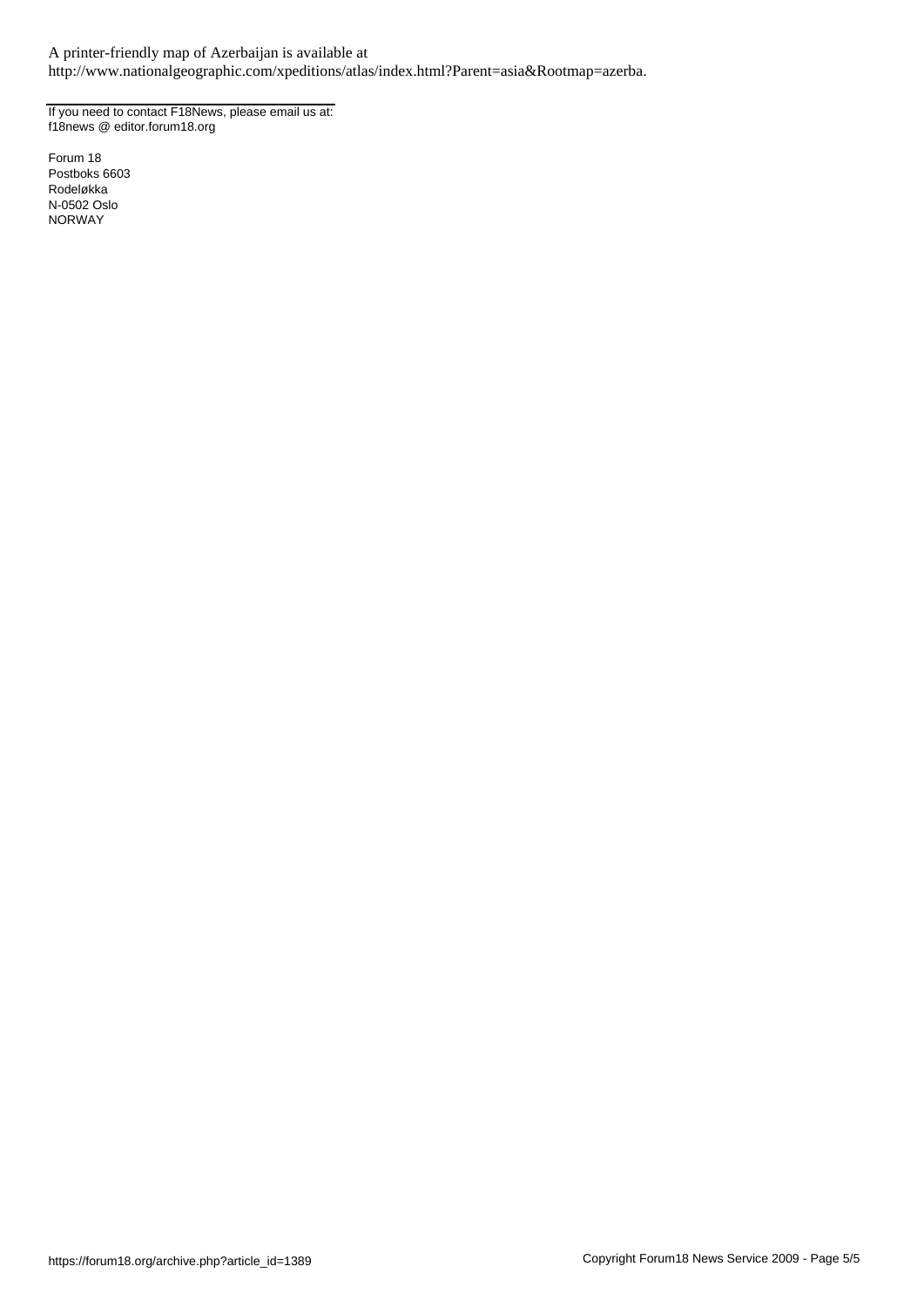A printer-friendly map of Azerbaijan is available at
http://www.nationalgeographic.com/xpeditions/atlas/index.html?Parent=asia&Rootmap=azerba.

---

If you need to contact F18News, please email us at:
f18news @ editor.forum18.org

Forum 18
Postboks 6603
Rodeløkka
N-0502 Oslo
NORWAY